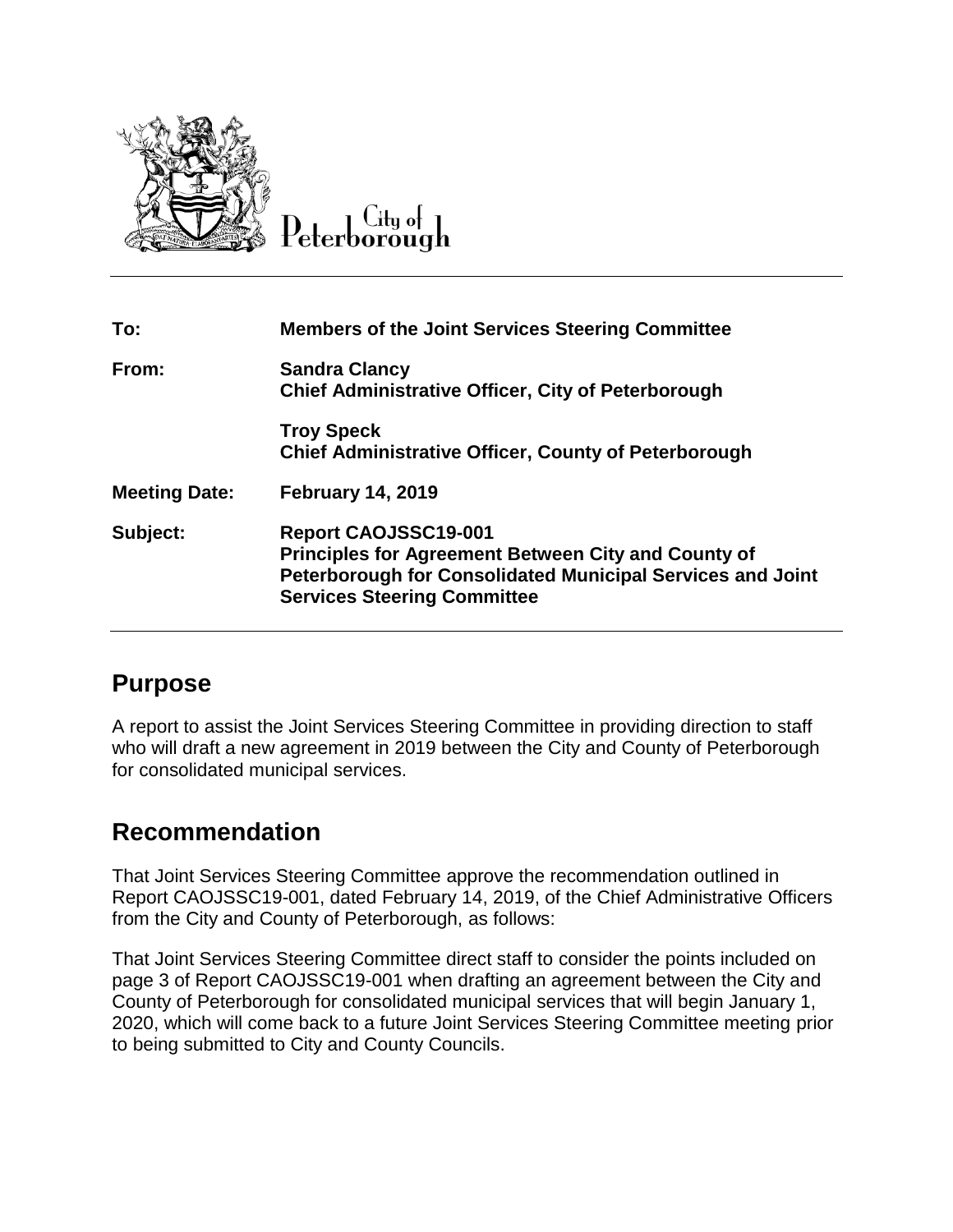City of Peterborough

| | |
|---|---|
| **To:** | **Members of the Joint Services Steering Committee** |
| **From:** | **Sandra Clancy**<br>**Chief Administrative Officer, City of Peterborough**<br><br>**Troy Speck**<br>**Chief Administrative Officer, County of Peterborough** |
| **Meeting Date:** | **February 14, 2019** |
| **Subject:** | **Report CAOJSSC19-001**<br>**Principles for Agreement Between City and County of Peterborough for Consolidated Municipal Services and Joint Services Steering Committee** |

## Purpose

A report to assist the Joint Services Steering Committee in providing direction to staff who will draft a new agreement in 2019 between the City and County of Peterborough for consolidated municipal services.

## Recommendation

That Joint Services Steering Committee approve the recommendation outlined in Report CAOJSSC19-001, dated February 14, 2019, of the Chief Administrative Officers from the City and County of Peterborough, as follows:

That Joint Services Steering Committee direct staff to consider the points included on page 3 of Report CAOJSSC19-001 when drafting an agreement between the City and County of Peterborough for consolidated municipal services that will begin January 1, 2020, which will come back to a future Joint Services Steering Committee meeting prior to being submitted to City and County Councils.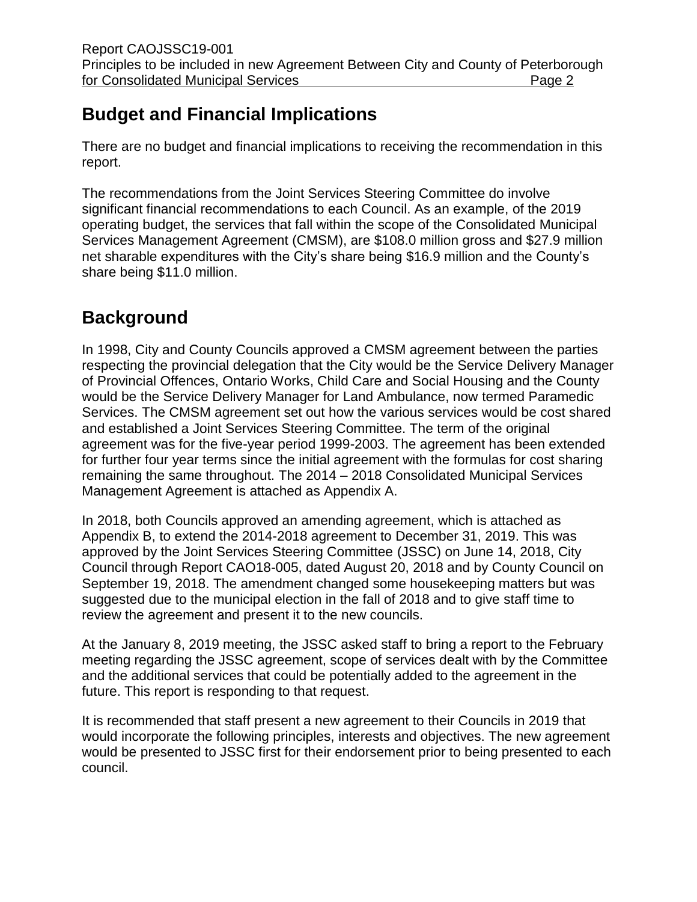## Budget and Financial Implications

There are no budget and financial implications to receiving the recommendation in this report.

The recommendations from the Joint Services Steering Committee do involve significant financial recommendations to each Council. As an example, of the 2019 operating budget, the services that fall within the scope of the Consolidated Municipal Services Management Agreement (CMSM), are $108.0 million gross and $27.9 million net sharable expenditures with the City's share being $16.9 million and the County's share being $11.0 million.

## Background

In 1998, City and County Councils approved a CMSM agreement between the parties respecting the provincial delegation that the City would be the Service Delivery Manager of Provincial Offences, Ontario Works, Child Care and Social Housing and the County would be the Service Delivery Manager for Land Ambulance, now termed Paramedic Services. The CMSM agreement set out how the various services would be cost shared and established a Joint Services Steering Committee. The term of the original agreement was for the five-year period 1999-2003. The agreement has been extended for further four year terms since the initial agreement with the formulas for cost sharing remaining the same throughout. The 2014 – 2018 Consolidated Municipal Services Management Agreement is attached as Appendix A.

In 2018, both Councils approved an amending agreement, which is attached as Appendix B, to extend the 2014-2018 agreement to December 31, 2019. This was approved by the Joint Services Steering Committee (JSSC) on June 14, 2018, City Council through Report CAO18-005, dated August 20, 2018 and by County Council on September 19, 2018. The amendment changed some housekeeping matters but was suggested due to the municipal election in the fall of 2018 and to give staff time to review the agreement and present it to the new councils.

At the January 8, 2019 meeting, the JSSC asked staff to bring a report to the February meeting regarding the JSSC agreement, scope of services dealt with by the Committee and the additional services that could be potentially added to the agreement in the future. This report is responding to that request.

It is recommended that staff present a new agreement to their Councils in 2019 that would incorporate the following principles, interests and objectives. The new agreement would be presented to JSSC first for their endorsement prior to being presented to each council.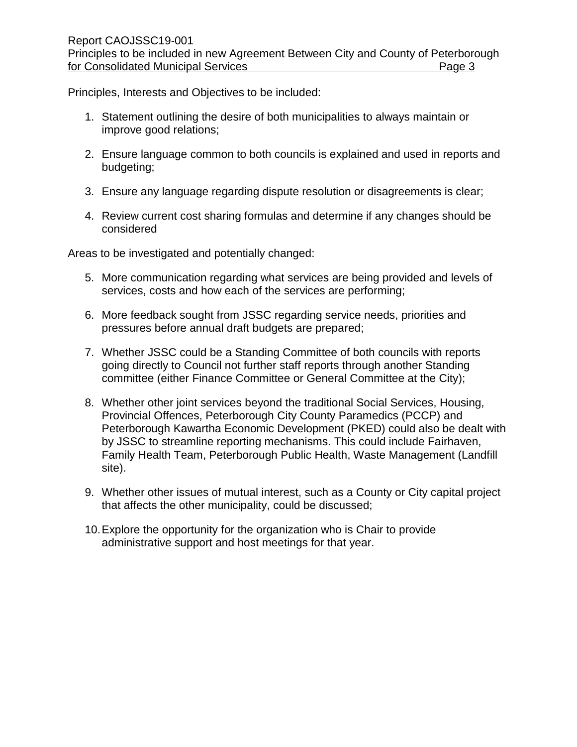Principles, Interests and Objectives to be included:

1. Statement outlining the desire of both municipalities to always maintain or improve good relations;

2. Ensure language common to both councils is explained and used in reports and budgeting;

3. Ensure any language regarding dispute resolution or disagreements is clear;

4. Review current cost sharing formulas and determine if any changes should be considered

Areas to be investigated and potentially changed:

5. More communication regarding what services are being provided and levels of services, costs and how each of the services are performing;

6. More feedback sought from JSSC regarding service needs, priorities and pressures before annual draft budgets are prepared;

7. Whether JSSC could be a Standing Committee of both councils with reports going directly to Council not further staff reports through another Standing committee (either Finance Committee or General Committee at the City);

8. Whether other joint services beyond the traditional Social Services, Housing, Provincial Offences, Peterborough City County Paramedics (PCCP) and Peterborough Kawartha Economic Development (PKED) could also be dealt with by JSSC to streamline reporting mechanisms. This could include Fairhaven, Family Health Team, Peterborough Public Health, Waste Management (Landfill site).

9. Whether other issues of mutual interest, such as a County or City capital project that affects the other municipality, could be discussed;

10. Explore the opportunity for the organization who is Chair to provide administrative support and host meetings for that year.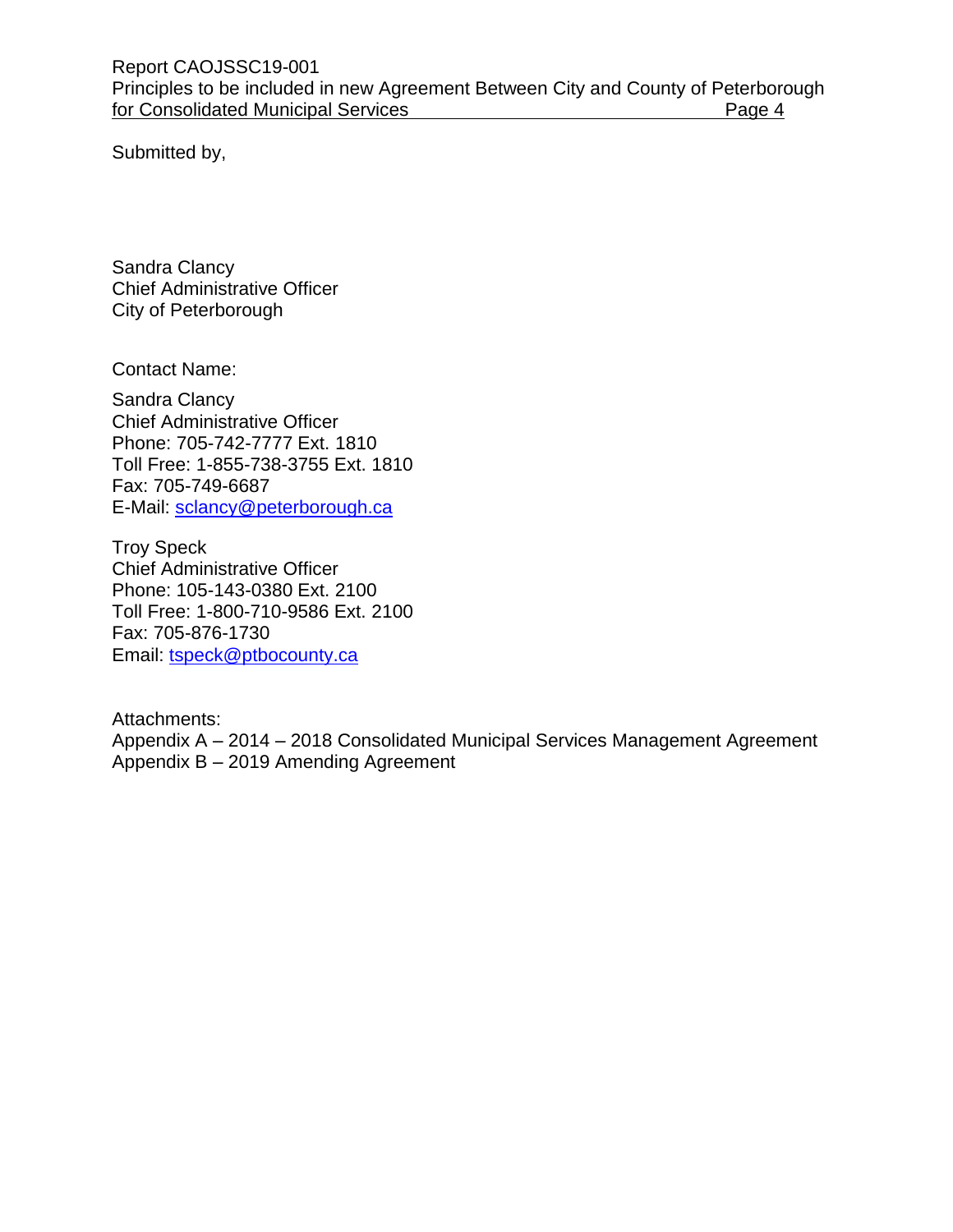Submitted by,

Sandra Clancy
Chief Administrative Officer
City of Peterborough

Contact Name:

Sandra Clancy
Chief Administrative Officer
Phone: 705-742-7777 Ext. 1810
Toll Free: 1-855-738-3755 Ext. 1810
Fax: 705-749-6687
E-Mail: sclancy@peterborough.ca

Troy Speck
Chief Administrative Officer
Phone: 105-143-0380 Ext. 2100
Toll Free: 1-800-710-9586 Ext. 2100
Fax: 705-876-1730
Email: tspeck@ptbocounty.ca

Attachments:
Appendix A – 2014 – 2018 Consolidated Municipal Services Management Agreement
Appendix B – 2019 Amending Agreement